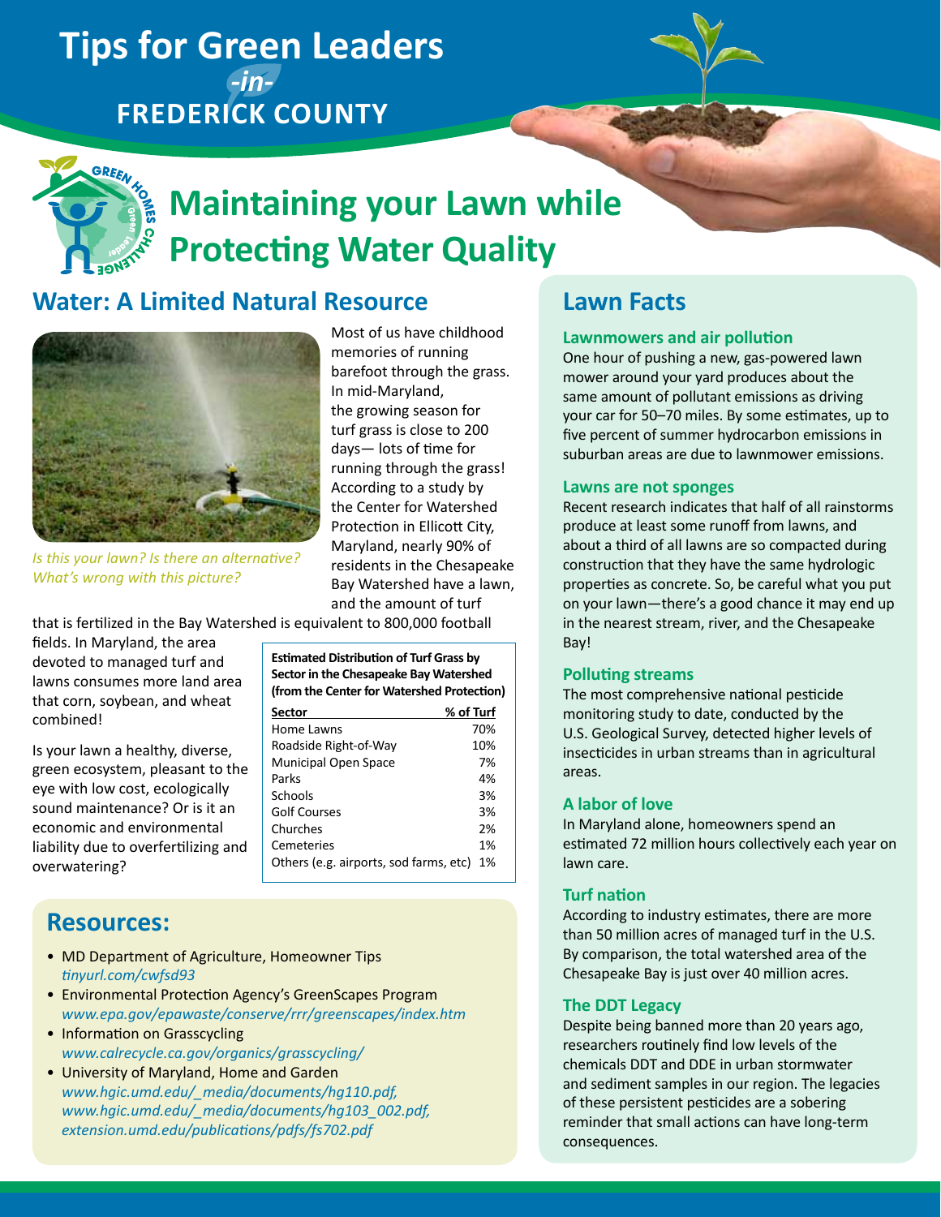# Tips for Green Leaders -in- FREDERICK COUNTY

## Maintaining your Lawn while Protecting Water Quality

## Water: A Limited Natural Resource

*Is this your lawn? Is there an alternative? What's wrong with this picture?*

Most of us have childhood memories of running barefoot through the grass. In mid-Maryland, the growing season for turf grass is close to 200 days— lots of time for running through the grass! According to a study by the Center for Watershed Protection in Ellicott City, Maryland, nearly 90% of residents in the Chesapeake Bay Watershed have a lawn, and the amount of turf that is fertilized in the Bay Watershed is equivalent to 800,000 football fields. In Maryland, the area devoted to managed turf and lawns consumes more land area that corn, soybean, and wheat combined!

Is your lawn a healthy, diverse, green ecosystem, pleasant to the eye with low cost, ecologically sound maintenance? Or is it an economic and environmental liability due to overfertilizing and overwatering?

**Estimated Distribution of Turf Grass by Sector in the Chesapeake Bay Watershed (from the Center for Watershed Protection)**

| Sector | % of Turf |
|---|---|
| Home Lawns | 70% |
| Roadside Right-of-Way | 10% |
| Municipal Open Space | 7% |
| Parks | 4% |
| Schools | 3% |
| Golf Courses | 3% |
| Churches | 2% |
| Cemeteries | 1% |
| Others (e.g. airports, sod farms, etc) | 1% |

## Resources:

- MD Department of Agriculture, Homeowner Tips
  *tinyurl.com/cwfsd93*
- Environmental Protection Agency's GreenScapes Program
  *www.epa.gov/epawaste/conserve/rrr/greenscapes/index.htm*
- Information on Grasscycling
  *www.calrecycle.ca.gov/organics/grasscycling/*
- University of Maryland, Home and Garden
  *www.hgic.umd.edu/_media/documents/hg110.pdf, www.hgic.umd.edu/_media/documents/hg103_002.pdf, extension.umd.edu/publications/pdfs/fs702.pdf*

## Lawn Facts

### Lawnmowers and air pollution

One hour of pushing a new, gas-powered lawn mower around your yard produces about the same amount of pollutant emissions as driving your car for 50–70 miles. By some estimates, up to five percent of summer hydrocarbon emissions in suburban areas are due to lawnmower emissions.

### Lawns are not sponges

Recent research indicates that half of all rainstorms produce at least some runoff from lawns, and about a third of all lawns are so compacted during construction that they have the same hydrologic properties as concrete. So, be careful what you put on your lawn—there's a good chance it may end up in the nearest stream, river, and the Chesapeake Bay!

### Polluting streams

The most comprehensive national pesticide monitoring study to date, conducted by the U.S. Geological Survey, detected higher levels of insecticides in urban streams than in agricultural areas.

### A labor of love

In Maryland alone, homeowners spend an estimated 72 million hours collectively each year on lawn care.

### Turf nation

According to industry estimates, there are more than 50 million acres of managed turf in the U.S. By comparison, the total watershed area of the Chesapeake Bay is just over 40 million acres.

### The DDT Legacy

Despite being banned more than 20 years ago, researchers routinely find low levels of the chemicals DDT and DDE in urban stormwater and sediment samples in our region. The legacies of these persistent pesticides are a sobering reminder that small actions can have long-term consequences.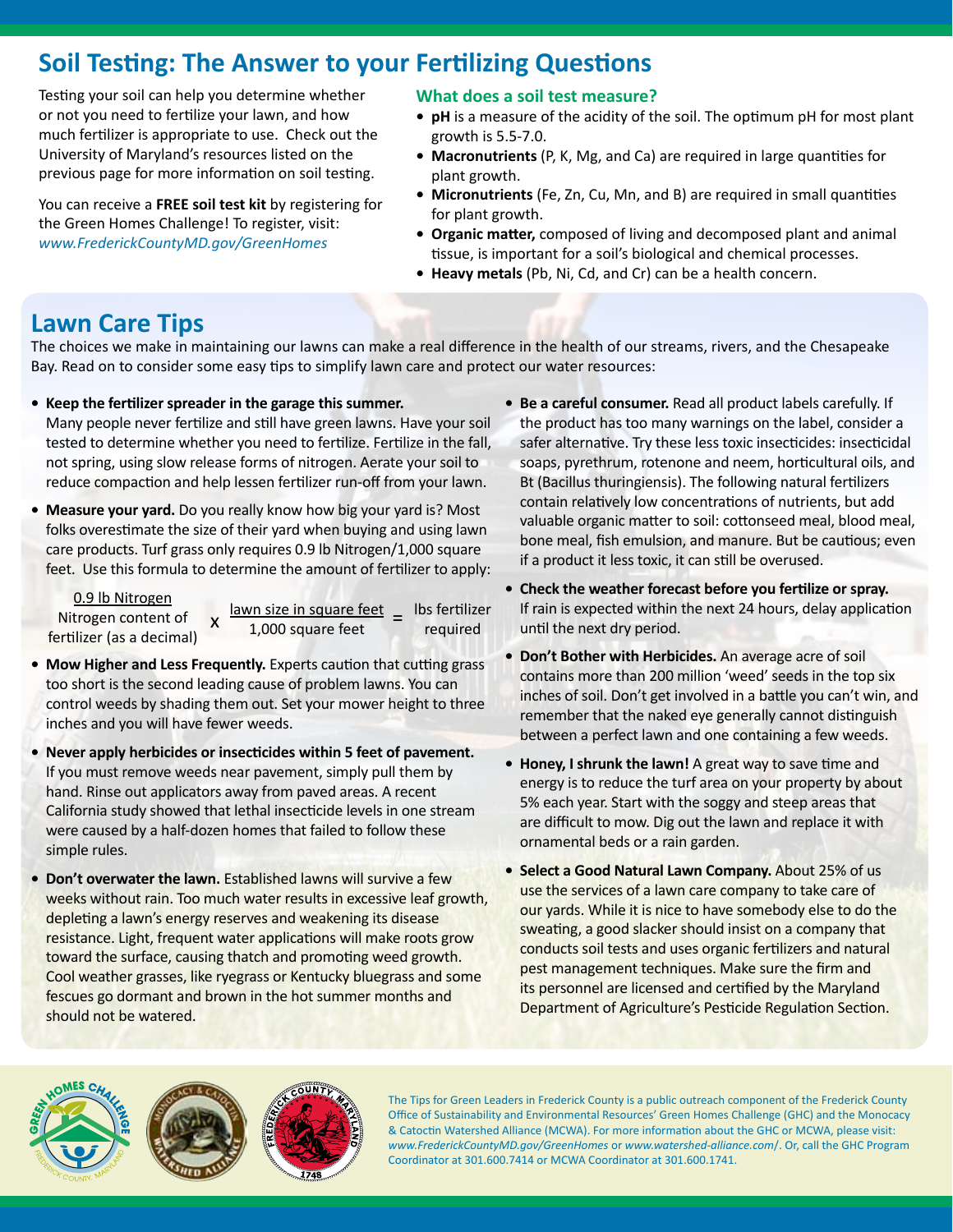## Soil Testing: The Answer to your Fertilizing Questions

Testing your soil can help you determine whether or not you need to fertilize your lawn, and how much fertilizer is appropriate to use. Check out the University of Maryland's resources listed on the previous page for more information on soil testing.

You can receive a **FREE soil test kit** by registering for the Green Homes Challenge! To register, visit: *www.FrederickCountyMD.gov/GreenHomes*

### What does a soil test measure?

- **pH** is a measure of the acidity of the soil. The optimum pH for most plant growth is 5.5-7.0.
- **Macronutrients** (P, K, Mg, and Ca) are required in large quantities for plant growth.
- **Micronutrients** (Fe, Zn, Cu, Mn, and B) are required in small quantities for plant growth.
- **Organic matter,** composed of living and decomposed plant and animal tissue, is important for a soil's biological and chemical processes.
- **Heavy metals** (Pb, Ni, Cd, and Cr) can be a health concern.

## Lawn Care Tips

The choices we make in maintaining our lawns can make a real difference in the health of our streams, rivers, and the Chesapeake Bay. Read on to consider some easy tips to simplify lawn care and protect our water resources:

- **Keep the fertilizer spreader in the garage this summer.** Many people never fertilize and still have green lawns. Have your soil tested to determine whether you need to fertilize. Fertilize in the fall, not spring, using slow release forms of nitrogen. Aerate your soil to reduce compaction and help lessen fertilizer run-off from your lawn.
- **Measure your yard.** Do you really know how big your yard is? Most folks overestimate the size of their yard when buying and using lawn care products. Turf grass only requires 0.9 lb Nitrogen/1,000 square feet. Use this formula to determine the amount of fertilizer to apply:

$$\frac{\text{0.9 lb Nitrogen}}{\text{Nitrogen content of fertilizer (as a decimal)}} \times \frac{\text{lawn size in square feet}}{\text{1,000 square feet}} = \text{lbs fertilizer required}$$

- **Mow Higher and Less Frequently.** Experts caution that cutting grass too short is the second leading cause of problem lawns. You can control weeds by shading them out. Set your mower height to three inches and you will have fewer weeds.
- **Never apply herbicides or insecticides within 5 feet of pavement.** If you must remove weeds near pavement, simply pull them by hand. Rinse out applicators away from paved areas. A recent California study showed that lethal insecticide levels in one stream were caused by a half-dozen homes that failed to follow these simple rules.
- **Don't overwater the lawn.** Established lawns will survive a few weeks without rain. Too much water results in excessive leaf growth, depleting a lawn's energy reserves and weakening its disease resistance. Light, frequent water applications will make roots grow toward the surface, causing thatch and promoting weed growth. Cool weather grasses, like ryegrass or Kentucky bluegrass and some fescues go dormant and brown in the hot summer months and should not be watered.
- **Be a careful consumer.** Read all product labels carefully. If the product has too many warnings on the label, consider a safer alternative. Try these less toxic insecticides: insecticidal soaps, pyrethrum, rotenone and neem, horticultural oils, and Bt (Bacillus thuringiensis). The following natural fertilizers contain relatively low concentrations of nutrients, but add valuable organic matter to soil: cottonseed meal, blood meal, bone meal, fish emulsion, and manure. But be cautious; even if a product it less toxic, it can still be overused.
- **Check the weather forecast before you fertilize or spray.** If rain is expected within the next 24 hours, delay application until the next dry period.
- **Don't Bother with Herbicides.** An average acre of soil contains more than 200 million 'weed' seeds in the top six inches of soil. Don't get involved in a battle you can't win, and remember that the naked eye generally cannot distinguish between a perfect lawn and one containing a few weeds.
- **Honey, I shrunk the lawn!** A great way to save time and energy is to reduce the turf area on your property by about 5% each year. Start with the soggy and steep areas that are difficult to mow. Dig out the lawn and replace it with ornamental beds or a rain garden.
- **Select a Good Natural Lawn Company.** About 25% of us use the services of a lawn care company to take care of our yards. While it is nice to have somebody else to do the sweating, a good slacker should insist on a company that conducts soil tests and uses organic fertilizers and natural pest management techniques. Make sure the firm and its personnel are licensed and certified by the Maryland Department of Agriculture's Pesticide Regulation Section.

The Tips for Green Leaders in Frederick County is a public outreach component of the Frederick County Office of Sustainability and Environmental Resources' Green Homes Challenge (GHC) and the Monocacy & Catoctin Watershed Alliance (MCWA). For more information about the GHC or MCWA, please visit: *www.FrederickCountyMD.gov/GreenHomes* or *www.watershed-alliance.com/*. Or, call the GHC Program Coordinator at 301.600.7414 or MCWA Coordinator at 301.600.1741.